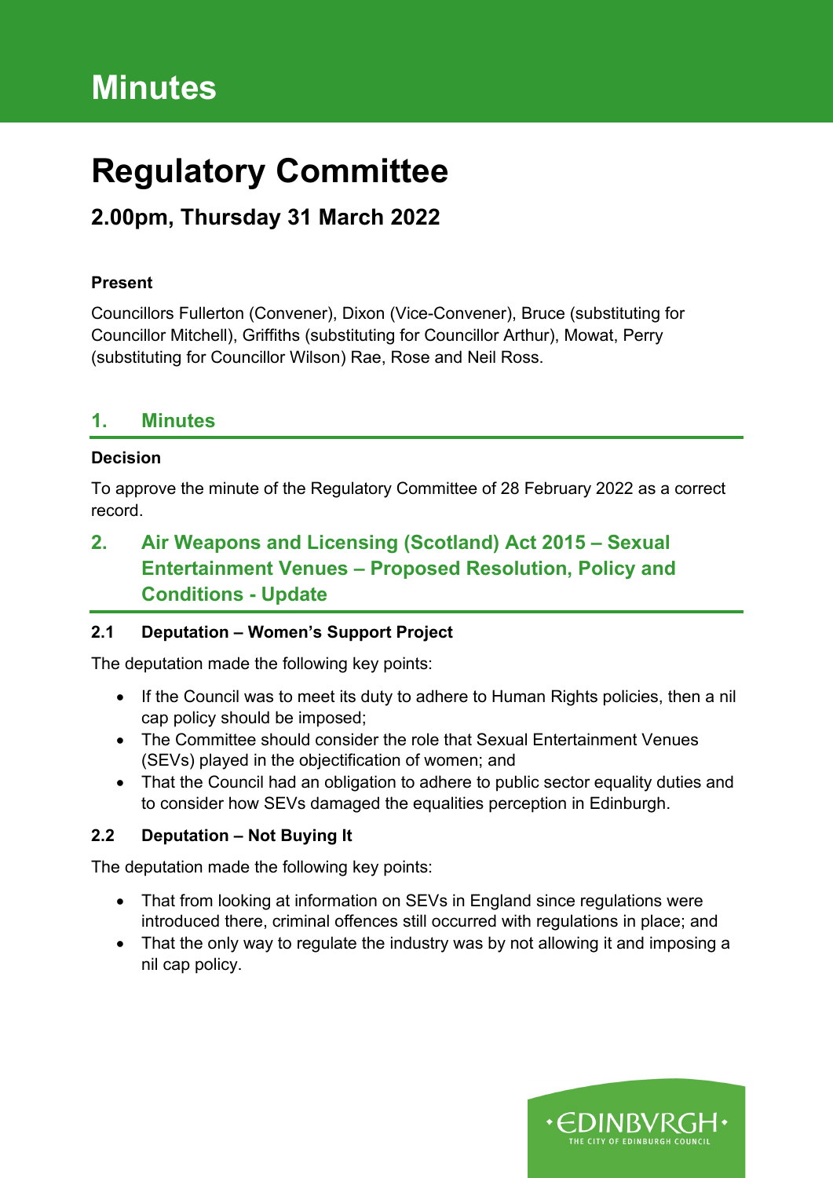# Minutes

# Regulatory Committee

## 2.00pm, Thursday 31 March 2022

**Present**

Councillors Fullerton (Convener), Dixon (Vice-Convener), Bruce (substituting for Councillor Mitchell), Griffiths (substituting for Councillor Arthur), Mowat, Perry (substituting for Councillor Wilson) Rae, Rose and Neil Ross.

## 1. Minutes

**Decision**

To approve the minute of the Regulatory Committee of 28 February 2022 as a correct record.

## 2. Air Weapons and Licensing (Scotland) Act 2015 – Sexual Entertainment Venues – Proposed Resolution, Policy and Conditions - Update

### 2.1 Deputation – Women's Support Project

The deputation made the following key points:

- If the Council was to meet its duty to adhere to Human Rights policies, then a nil cap policy should be imposed;
- The Committee should consider the role that Sexual Entertainment Venues (SEVs) played in the objectification of women; and
- That the Council had an obligation to adhere to public sector equality duties and to consider how SEVs damaged the equalities perception in Edinburgh.

### 2.2 Deputation – Not Buying It

The deputation made the following key points:

- That from looking at information on SEVs in England since regulations were introduced there, criminal offences still occurred with regulations in place; and
- That the only way to regulate the industry was by not allowing it and imposing a nil cap policy.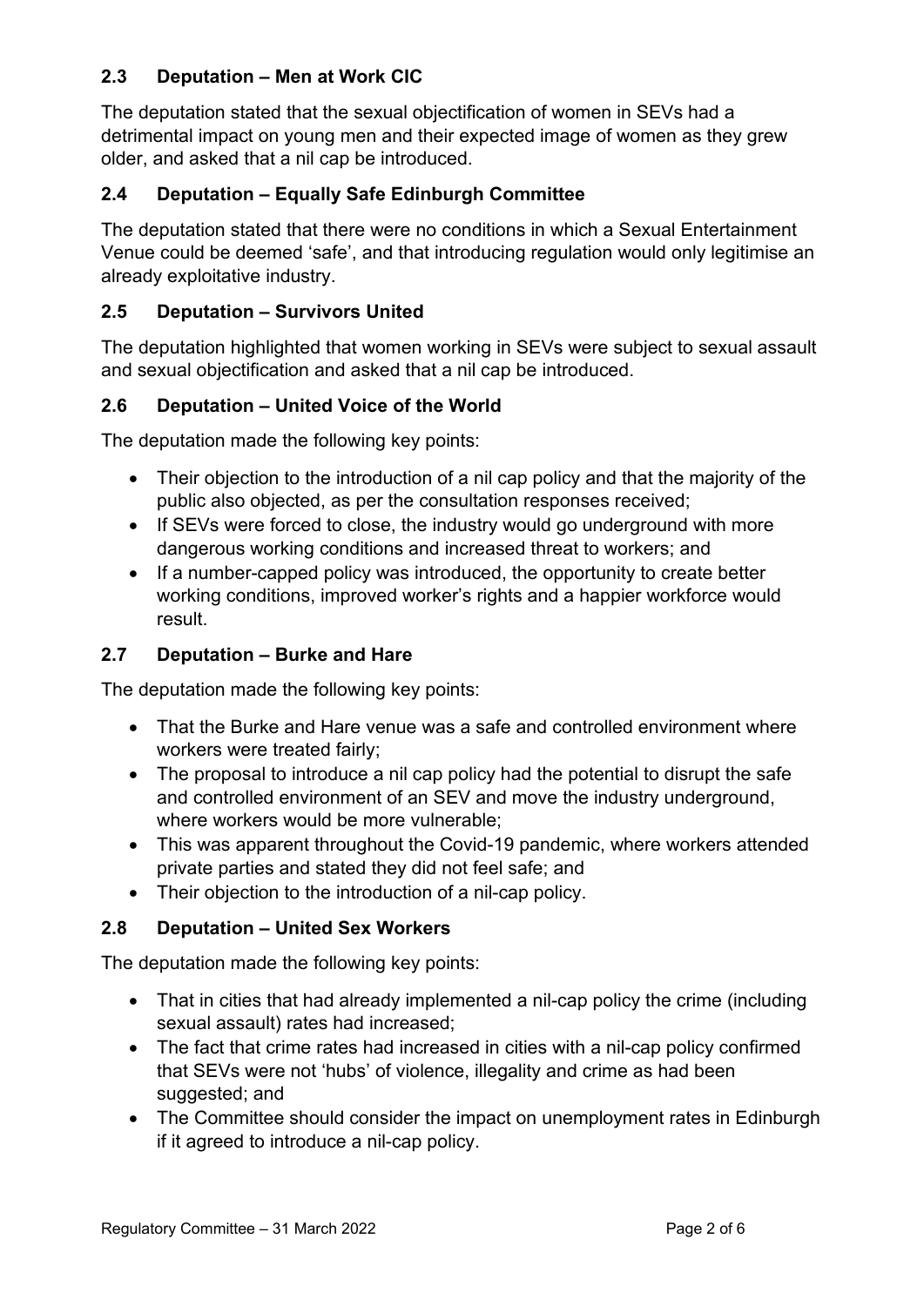### 2.3 Deputation – Men at Work CIC

The deputation stated that the sexual objectification of women in SEVs had a detrimental impact on young men and their expected image of women as they grew older, and asked that a nil cap be introduced.

### 2.4 Deputation – Equally Safe Edinburgh Committee

The deputation stated that there were no conditions in which a Sexual Entertainment Venue could be deemed 'safe', and that introducing regulation would only legitimise an already exploitative industry.

### 2.5 Deputation – Survivors United

The deputation highlighted that women working in SEVs were subject to sexual assault and sexual objectification and asked that a nil cap be introduced.

### 2.6 Deputation – United Voice of the World

The deputation made the following key points:

- Their objection to the introduction of a nil cap policy and that the majority of the public also objected, as per the consultation responses received;
- If SEVs were forced to close, the industry would go underground with more dangerous working conditions and increased threat to workers; and
- If a number-capped policy was introduced, the opportunity to create better working conditions, improved worker's rights and a happier workforce would result.

### 2.7 Deputation – Burke and Hare

The deputation made the following key points:

- That the Burke and Hare venue was a safe and controlled environment where workers were treated fairly;
- The proposal to introduce a nil cap policy had the potential to disrupt the safe and controlled environment of an SEV and move the industry underground, where workers would be more vulnerable;
- This was apparent throughout the Covid-19 pandemic, where workers attended private parties and stated they did not feel safe; and
- Their objection to the introduction of a nil-cap policy.

### 2.8 Deputation – United Sex Workers

The deputation made the following key points:

- That in cities that had already implemented a nil-cap policy the crime (including sexual assault) rates had increased;
- The fact that crime rates had increased in cities with a nil-cap policy confirmed that SEVs were not 'hubs' of violence, illegality and crime as had been suggested; and
- The Committee should consider the impact on unemployment rates in Edinburgh if it agreed to introduce a nil-cap policy.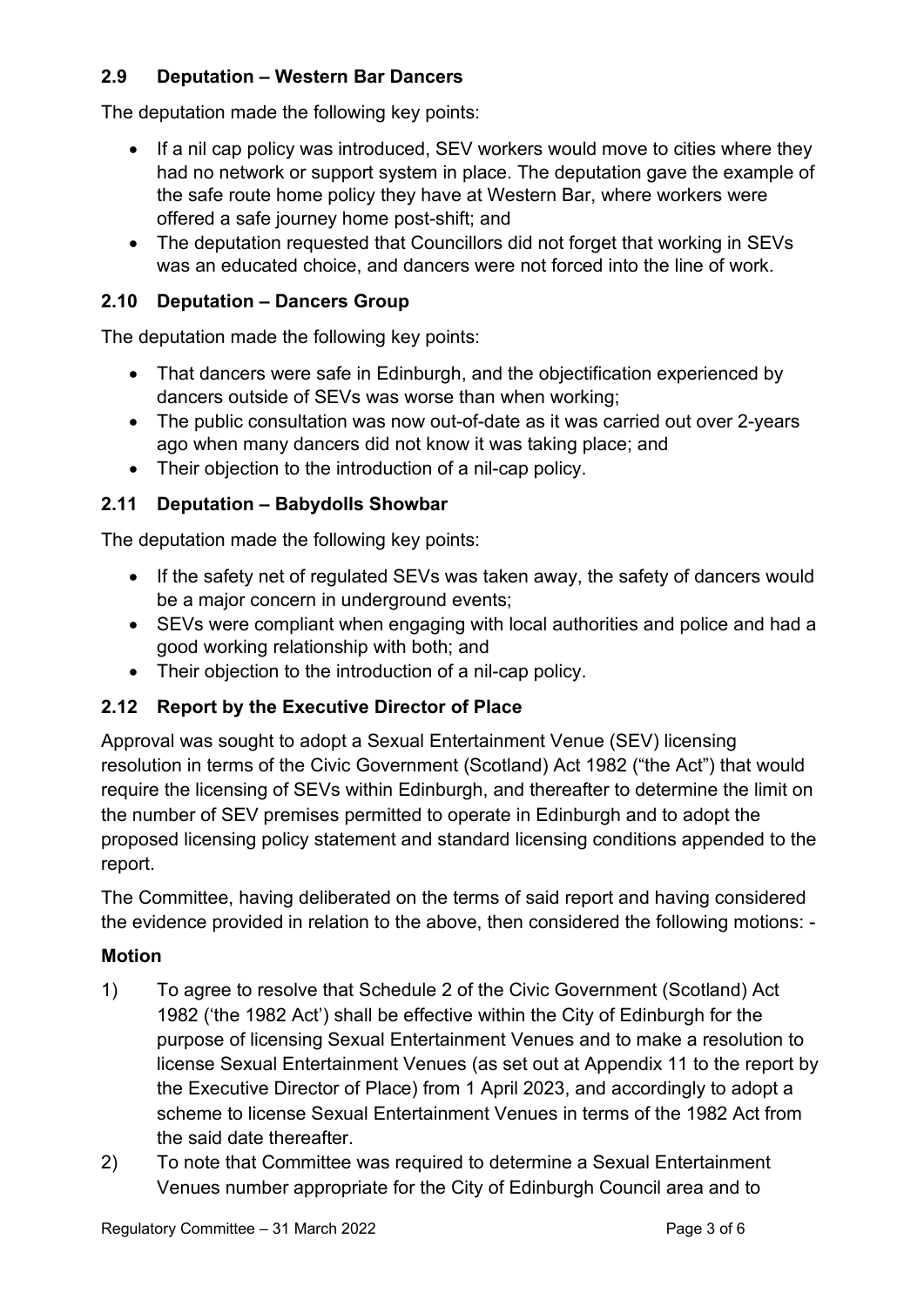### 2.9 Deputation – Western Bar Dancers

The deputation made the following key points:

- If a nil cap policy was introduced, SEV workers would move to cities where they had no network or support system in place. The deputation gave the example of the safe route home policy they have at Western Bar, where workers were offered a safe journey home post-shift; and
- The deputation requested that Councillors did not forget that working in SEVs was an educated choice, and dancers were not forced into the line of work.

### 2.10 Deputation – Dancers Group

The deputation made the following key points:

- That dancers were safe in Edinburgh, and the objectification experienced by dancers outside of SEVs was worse than when working;
- The public consultation was now out-of-date as it was carried out over 2-years ago when many dancers did not know it was taking place; and
- Their objection to the introduction of a nil-cap policy.

### 2.11 Deputation – Babydolls Showbar

The deputation made the following key points:

- If the safety net of regulated SEVs was taken away, the safety of dancers would be a major concern in underground events;
- SEVs were compliant when engaging with local authorities and police and had a good working relationship with both; and
- Their objection to the introduction of a nil-cap policy.

### 2.12 Report by the Executive Director of Place

Approval was sought to adopt a Sexual Entertainment Venue (SEV) licensing resolution in terms of the Civic Government (Scotland) Act 1982 ("the Act") that would require the licensing of SEVs within Edinburgh, and thereafter to determine the limit on the number of SEV premises permitted to operate in Edinburgh and to adopt the proposed licensing policy statement and standard licensing conditions appended to the report.

The Committee, having deliberated on the terms of said report and having considered the evidence provided in relation to the above, then considered the following motions: -

**Motion**

1) To agree to resolve that Schedule 2 of the Civic Government (Scotland) Act 1982 ('the 1982 Act') shall be effective within the City of Edinburgh for the purpose of licensing Sexual Entertainment Venues and to make a resolution to license Sexual Entertainment Venues (as set out at Appendix 11 to the report by the Executive Director of Place) from 1 April 2023, and accordingly to adopt a scheme to license Sexual Entertainment Venues in terms of the 1982 Act from the said date thereafter.

2) To note that Committee was required to determine a Sexual Entertainment Venues number appropriate for the City of Edinburgh Council area and to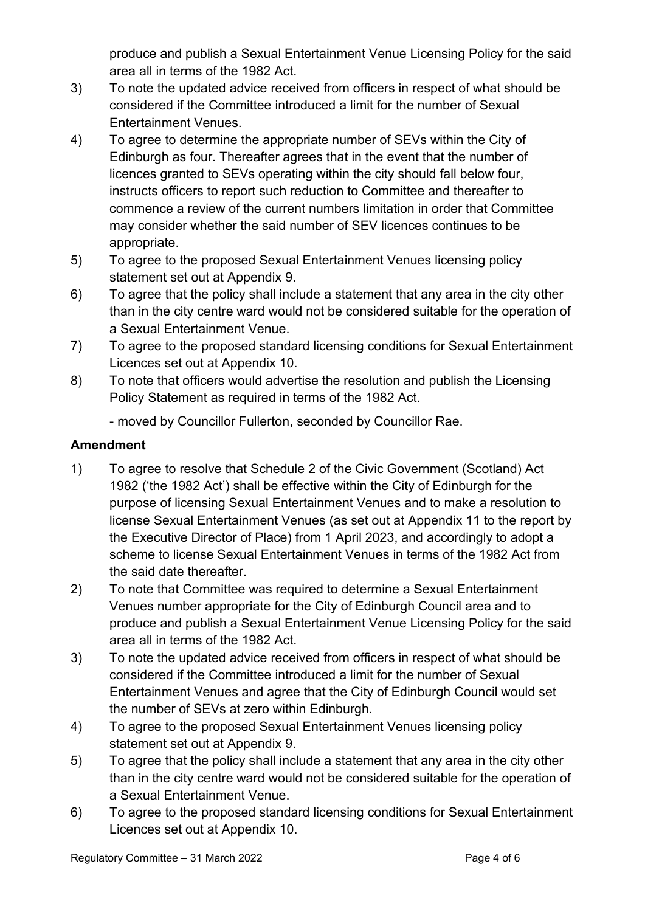produce and publish a Sexual Entertainment Venue Licensing Policy for the said area all in terms of the 1982 Act.

3) To note the updated advice received from officers in respect of what should be considered if the Committee introduced a limit for the number of Sexual Entertainment Venues.

4) To agree to determine the appropriate number of SEVs within the City of Edinburgh as four. Thereafter agrees that in the event that the number of licences granted to SEVs operating within the city should fall below four, instructs officers to report such reduction to Committee and thereafter to commence a review of the current numbers limitation in order that Committee may consider whether the said number of SEV licences continues to be appropriate.

5) To agree to the proposed Sexual Entertainment Venues licensing policy statement set out at Appendix 9.

6) To agree that the policy shall include a statement that any area in the city other than in the city centre ward would not be considered suitable for the operation of a Sexual Entertainment Venue.

7) To agree to the proposed standard licensing conditions for Sexual Entertainment Licences set out at Appendix 10.

8) To note that officers would advertise the resolution and publish the Licensing Policy Statement as required in terms of the 1982 Act.

- moved by Councillor Fullerton, seconded by Councillor Rae.

**Amendment**

1) To agree to resolve that Schedule 2 of the Civic Government (Scotland) Act 1982 ('the 1982 Act') shall be effective within the City of Edinburgh for the purpose of licensing Sexual Entertainment Venues and to make a resolution to license Sexual Entertainment Venues (as set out at Appendix 11 to the report by the Executive Director of Place) from 1 April 2023, and accordingly to adopt a scheme to license Sexual Entertainment Venues in terms of the 1982 Act from the said date thereafter.

2) To note that Committee was required to determine a Sexual Entertainment Venues number appropriate for the City of Edinburgh Council area and to produce and publish a Sexual Entertainment Venue Licensing Policy for the said area all in terms of the 1982 Act.

3) To note the updated advice received from officers in respect of what should be considered if the Committee introduced a limit for the number of Sexual Entertainment Venues and agree that the City of Edinburgh Council would set the number of SEVs at zero within Edinburgh.

4) To agree to the proposed Sexual Entertainment Venues licensing policy statement set out at Appendix 9.

5) To agree that the policy shall include a statement that any area in the city other than in the city centre ward would not be considered suitable for the operation of a Sexual Entertainment Venue.

6) To agree to the proposed standard licensing conditions for Sexual Entertainment Licences set out at Appendix 10.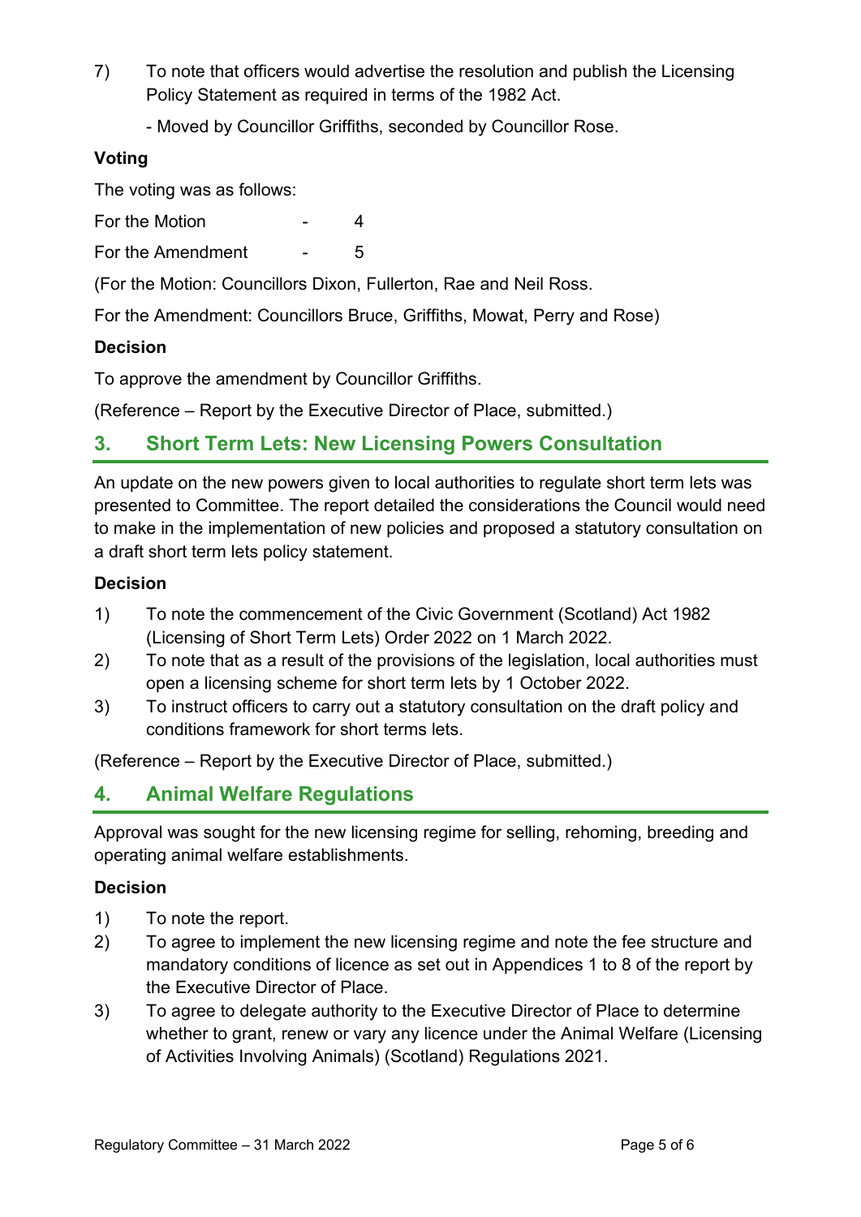7) To note that officers would advertise the resolution and publish the Licensing Policy Statement as required in terms of the 1982 Act.

   - Moved by Councillor Griffiths, seconded by Councillor Rose.

**Voting**

The voting was as follows:

For the Motion - 4

For the Amendment - 5

(For the Motion: Councillors Dixon, Fullerton, Rae and Neil Ross.

For the Amendment: Councillors Bruce, Griffiths, Mowat, Perry and Rose)

**Decision**

To approve the amendment by Councillor Griffiths.

(Reference – Report by the Executive Director of Place, submitted.)

## 3. Short Term Lets: New Licensing Powers Consultation

An update on the new powers given to local authorities to regulate short term lets was presented to Committee. The report detailed the considerations the Council would need to make in the implementation of new policies and proposed a statutory consultation on a draft short term lets policy statement.

**Decision**

1) To note the commencement of the Civic Government (Scotland) Act 1982 (Licensing of Short Term Lets) Order 2022 on 1 March 2022.
2) To note that as a result of the provisions of the legislation, local authorities must open a licensing scheme for short term lets by 1 October 2022.
3) To instruct officers to carry out a statutory consultation on the draft policy and conditions framework for short terms lets.

(Reference – Report by the Executive Director of Place, submitted.)

## 4. Animal Welfare Regulations

Approval was sought for the new licensing regime for selling, rehoming, breeding and operating animal welfare establishments.

**Decision**

1) To note the report.
2) To agree to implement the new licensing regime and note the fee structure and mandatory conditions of licence as set out in Appendices 1 to 8 of the report by the Executive Director of Place.
3) To agree to delegate authority to the Executive Director of Place to determine whether to grant, renew or vary any licence under the Animal Welfare (Licensing of Activities Involving Animals) (Scotland) Regulations 2021.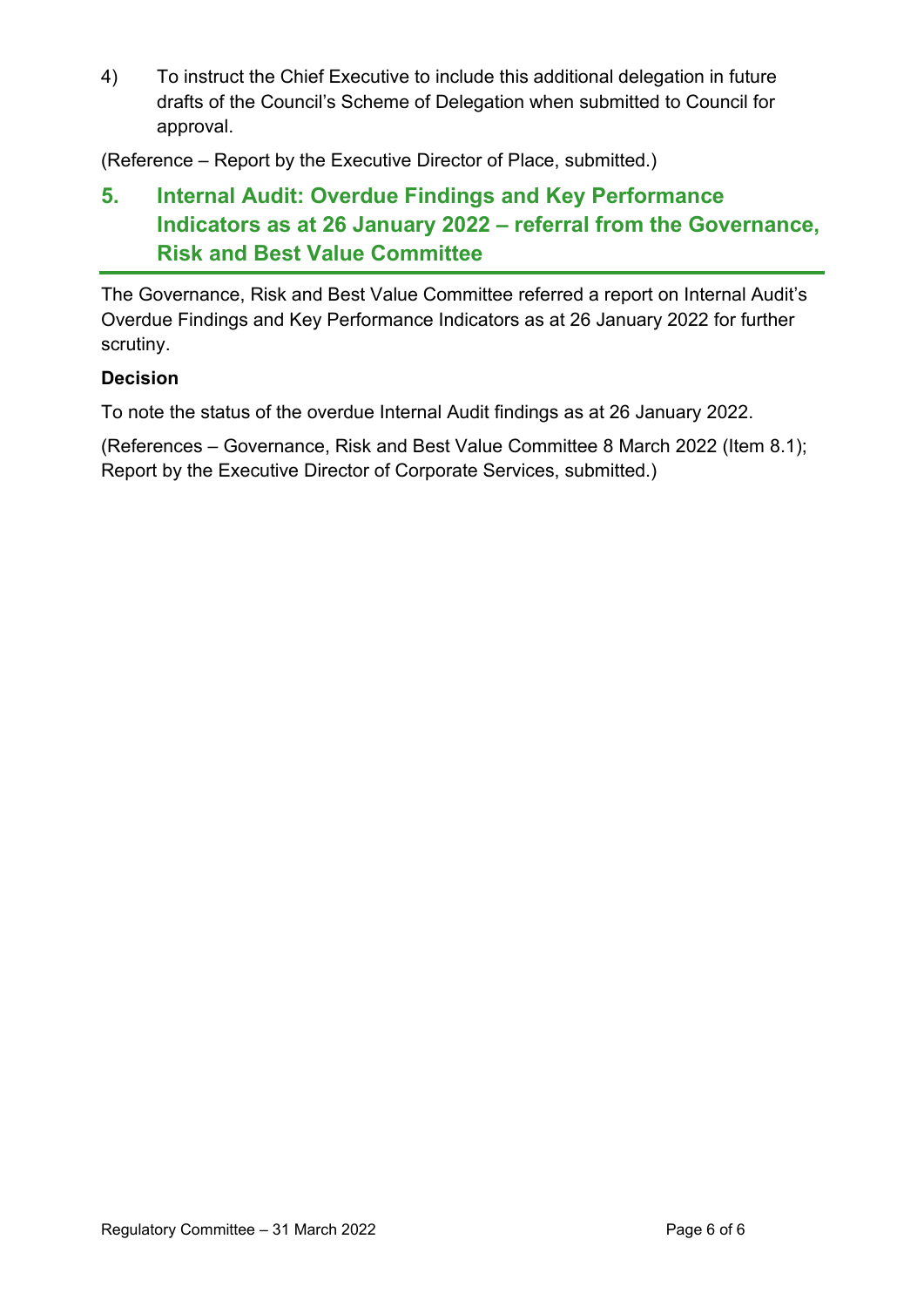4) To instruct the Chief Executive to include this additional delegation in future drafts of the Council's Scheme of Delegation when submitted to Council for approval.

(Reference – Report by the Executive Director of Place, submitted.)

## 5. Internal Audit: Overdue Findings and Key Performance Indicators as at 26 January 2022 – referral from the Governance, Risk and Best Value Committee

The Governance, Risk and Best Value Committee referred a report on Internal Audit's Overdue Findings and Key Performance Indicators as at 26 January 2022 for further scrutiny.

**Decision**

To note the status of the overdue Internal Audit findings as at 26 January 2022.

(References – Governance, Risk and Best Value Committee 8 March 2022 (Item 8.1); Report by the Executive Director of Corporate Services, submitted.)